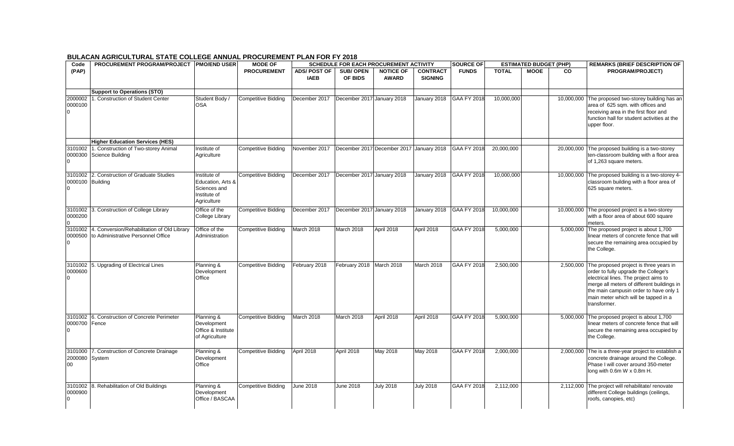# BULACAN AGRICULTURAL STATE COLLEGE ANNUAL PROCUREMENT PLAN FOR FY 2018

| Code (PAP) | PROCUREMENT PROGRAM/PROJECT | PMO/END USER | MODE OF PROCUREMENT | SCHEDULE FOR EACH PROCUREMENT ACTIVITY | | | | SOURCE OF FUNDS | ESTIMATED BUDGET (PHP) | | | REMARKS (BRIEF DESCRIPTION OF PROGRAM/PROJECT) |
|---|---|---|---|---|---|---|---|---|---|---|---|---|
| | | | | ADS/ POST OF IAEB | SUB/ OPEN OF BIDS | NOTICE OF AWARD | CONTRACT SIGNING | | TOTAL | MOOE | CO | |
| | **Support to Operations (STO)** | | | | | | | | | | | |
| 20000020000100 0 | 1. Construction of Student Center | Student Body / OSA | Competitive Bidding | December 2017 | December 2017 | January 2018 | January 2018 | GAA FY 2018 | 10,000,000 | | 10,000,000 | The proposed two-storey building has an area of 625 sqm. with offices and receiving area in the first floor and function hall for student activities at the upper floor. |
| | **Higher Education Services (HES)** | | | | | | | | | | | |
| 31010020000300 0 | 1. Construction of Two-storey Animal Science Building | Institute of Agriculture | Competitive Bidding | November 2017 | December 2017 | December 2017 | January 2018 | GAA FY 2018 | 20,000,000 | | 20,000,000 | The proposed building is a two-storey ten-classroom building with a floor area of 1,263 square meters. |
| 31010020000100 0 | 2. Construction of Graduate Studies Building | Institute of Education, Arts & Sciences and Institute of Agriculture | Competitive Bidding | December 2017 | December 2017 | January 2018 | January 2018 | GAA FY 2018 | 10,000,000 | | 10,000,000 | The proposed building is a two-storey 4-classroom building with a floor area of 625 square meters. |
| 31010020000200 0 | 3. Construction of College Library | Office of the College Library | Competitive Bidding | December 2017 | December 2017 | January 2018 | January 2018 | GAA FY 2018 | 10,000,000 | | 10,000,000 | The proposed project is a two-storey with a floor area of about 600 square meters. |
| 31010020000500 0 | 4. Conversion/Rehabilitation of Old Library to Administrative Personnel Office | Office of the Administration | Competitive Bidding | March 2018 | March 2018 | April 2018 | April 2018 | GAA FY 2018 | 5,000,000 | | 5,000,000 | The proposed project is about 1,700 linear meters of concrete fence that will secure the remaining area occupied by the College. |
| 31010020000600 0 | 5. Upgrading of Electrical Lines | Planning & Development Office | Competitive Bidding | February 2018 | February 2018 | March 2018 | March 2018 | GAA FY 2018 | 2,500,000 | | 2,500,000 | The proposed project is three years in order to fully upgrade the College's electrical lines. The project aims to merge all meters of different buildings in the main campusin order to have only 1 main meter which will be tapped in a transformer. |
| 31010020000700 0 | 6. Construction of Concrete Perimeter Fence | Planning & Development Office & Institute of Agriculture | Competitive Bidding | March 2018 | March 2018 | April 2018 | April 2018 | GAA FY 2018 | 5,000,000 | | 5,000,000 | The proposed project is about 1,700 linear meters of concrete fence that will secure the remaining area occupied by the College. |
| 31010002000080 00 | 7. Construction of Concrete Drainage System | Planning & Development Office | Competitive Bidding | April 2018 | April 2018 | May 2018 | May 2018 | GAA FY 2018 | 2,000,000 | | 2,000,000 | The is a three-year project to establish a concrete drainage around the College. Phase I will cover around 350-meter long with 0.6m W x 0.8m H. |
| 31010020000900 0 | 8. Rehabilitation of Old Buildings | Planning & Development Office / BASCAA | Competitive Bidding | June 2018 | June 2018 | July 2018 | July 2018 | GAA FY 2018 | 2,112,000 | | 2,112,000 | The project will rehabilitate/ renovate different College buildings (ceilings, roofs, canopies, etc) |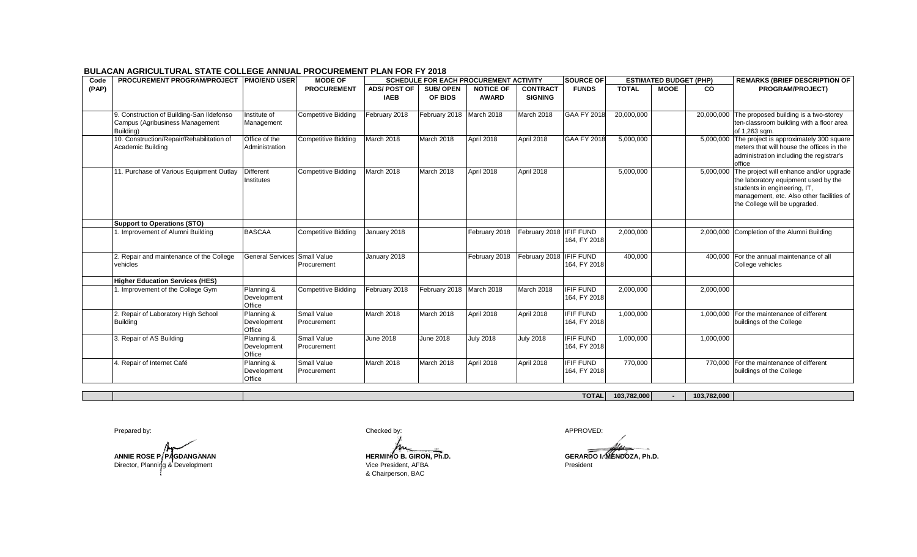# BULACAN AGRICULTURAL STATE COLLEGE ANNUAL PROCUREMENT PLAN FOR FY 2018

| Code (PAP) | PROCUREMENT PROGRAM/PROJECT | PMO/END USER | MODE OF PROCUREMENT | SCHEDULE FOR EACH PROCUREMENT ACTIVITY | | | | SOURCE OF FUNDS | ESTIMATED BUDGET (PHP) | | | REMARKS (BRIEF DESCRIPTION OF PROGRAM/PROJECT) |
|---|---|---|---|---|---|---|---|---|---|---|---|---|
| | | | | ADS/ POST OF IAEB | SUB/ OPEN OF BIDS | NOTICE OF AWARD | CONTRACT SIGNING | | TOTAL | MOOE | CO | |
| | 9. Construction of Building-San Ildefonso Campus (Agribusiness Management Building) | Institute of Management | Competitive Bidding | February 2018 | February 2018 | March 2018 | March 2018 | GAA FY 2018 | 20,000,000 | | 20,000,000 | The proposed building is a two-storey ten-classroom building with a floor area of 1,263 sqm. |
| | 10. Construction/Repair/Rehabilitation of Academic Building | Office of the Administration | Competitive Bidding | March 2018 | March 2018 | April 2018 | April 2018 | GAA FY 2018 | 5,000,000 | | 5,000,000 | The project is approximately 300 square meters that will house the offices in the administration including the registrar's office |
| | 11. Purchase of Various Equipment Outlay | Different Institutes | Competitive Bidding | March 2018 | March 2018 | April 2018 | April 2018 | | 5,000,000 | | 5,000,000 | The project will enhance and/or upgrade the laboratory equipment used by the students in engineering, IT, management, etc. Also other facilities of the College will be upgraded. |
| | **Support to Operations (STO)** | | | | | | | | | | | |
| | 1. Improvement of Alumni Building | BASCAA | Competitive Bidding | January 2018 | | February 2018 | February 2018 | IFIF FUND 164, FY 2018 | 2,000,000 | | 2,000,000 | Completion of the Alumni Building |
| | 2. Repair and maintenance of the College vehicles | General Services | Small Value Procurement | January 2018 | | February 2018 | February 2018 | IFIF FUND 164, FY 2018 | 400,000 | | 400,000 | For the annual maintenance of all College vehicles |
| | **Higher Education Services (HES)** | | | | | | | | | | | |
| | 1. Improvement of the College Gym | Planning & Development Office | Competitive Bidding | February 2018 | February 2018 | March 2018 | March 2018 | IFIF FUND 164, FY 2018 | 2,000,000 | | 2,000,000 | |
| | 2. Repair of Laboratory High School Building | Planning & Development Office | Small Value Procurement | March 2018 | March 2018 | April 2018 | April 2018 | IFIF FUND 164, FY 2018 | 1,000,000 | | 1,000,000 | For the maintenance of different buildings of the College |
| | 3. Repair of AS Building | Planning & Development Office | Small Value Procurement | June 2018 | June 2018 | July 2018 | July 2018 | IFIF FUND 164, FY 2018 | 1,000,000 | | 1,000,000 | |
| | 4. Repair of Internet Café | Planning & Development Office | Small Value Procurement | March 2018 | March 2018 | April 2018 | April 2018 | IFIF FUND 164, FY 2018 | 770,000 | | 770,000 | For the maintenance of different buildings of the College |
| | | | | | | | | **TOTAL** | **103,782,000** | **-** | **103,782,000** | |

Prepared by:

**ANNIE ROSE P. PAGDANGANAN**
Director, Planning & Development

Checked by:

**HERMIMO B. GIRON, Ph.D.**
Vice President, AFBA
& Chairperson, BAC

APPROVED:

**GERARDO I. MENDOZA, Ph.D.**
President